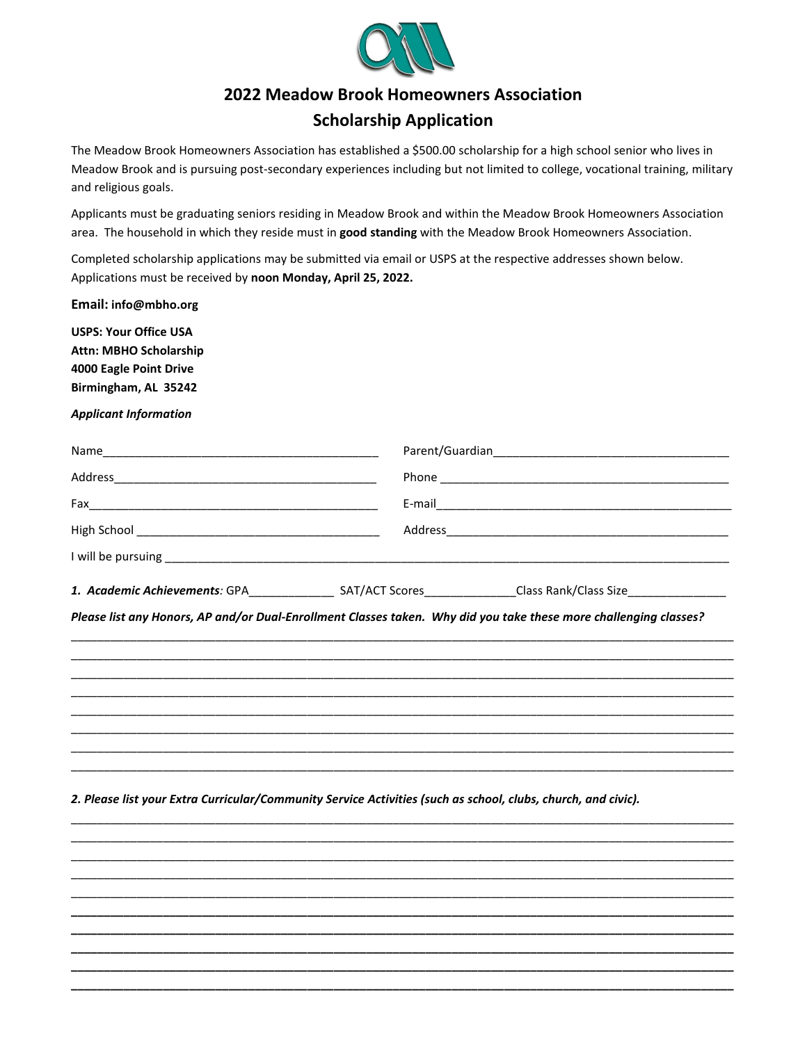# 2022 Meadow Brook Homeowners Association
## Scholarship Application

The Meadow Brook Homeowners Association has established a $500.00 scholarship for a high school senior who lives in Meadow Brook and is pursuing post-secondary experiences including but not limited to college, vocational training, military and religious goals.

Applicants must be graduating seniors residing in Meadow Brook and within the Meadow Brook Homeowners Association area. The household in which they reside must in **good standing** with the Meadow Brook Homeowners Association.

Completed scholarship applications may be submitted via email or USPS at the respective addresses shown below. Applications must be received by **noon Monday, April 25, 2022.**

**Email: info@mbho.org**

**USPS: Your Office USA**
**Attn: MBHO Scholarship**
**4000 Eagle Point Drive**
**Birmingham, AL 35242**

***Applicant Information***

Name__________________________________________ Parent/Guardian____________________________________

Address________________________________________ Phone _____________________________________________

Fax___________________________________________ E-mail_____________________________________________

High School ____________________________________ Address____________________________________________

I will be pursuing ___________________________________________________________________________________

***1. Academic Achievements**:* GPA_____________ SAT/ACT Scores______________Class Rank/Class Size_______________

***Please list any Honors, AP and/or Dual-Enrollment Classes taken. Why did you take these more challenging classes?***

_____________________________________________________________________________________________

_____________________________________________________________________________________________

_____________________________________________________________________________________________

_____________________________________________________________________________________________

_____________________________________________________________________________________________

_____________________________________________________________________________________________

_____________________________________________________________________________________________

_____________________________________________________________________________________________

***2. Please list your Extra Curricular/Community Service Activities (such as school, clubs, church, and civic).***

_____________________________________________________________________________________________

_____________________________________________________________________________________________

_____________________________________________________________________________________________

_____________________________________________________________________________________________

_____________________________________________________________________________________________

_____________________________________________________________________________________________

_____________________________________________________________________________________________

_____________________________________________________________________________________________

_____________________________________________________________________________________________

_____________________________________________________________________________________________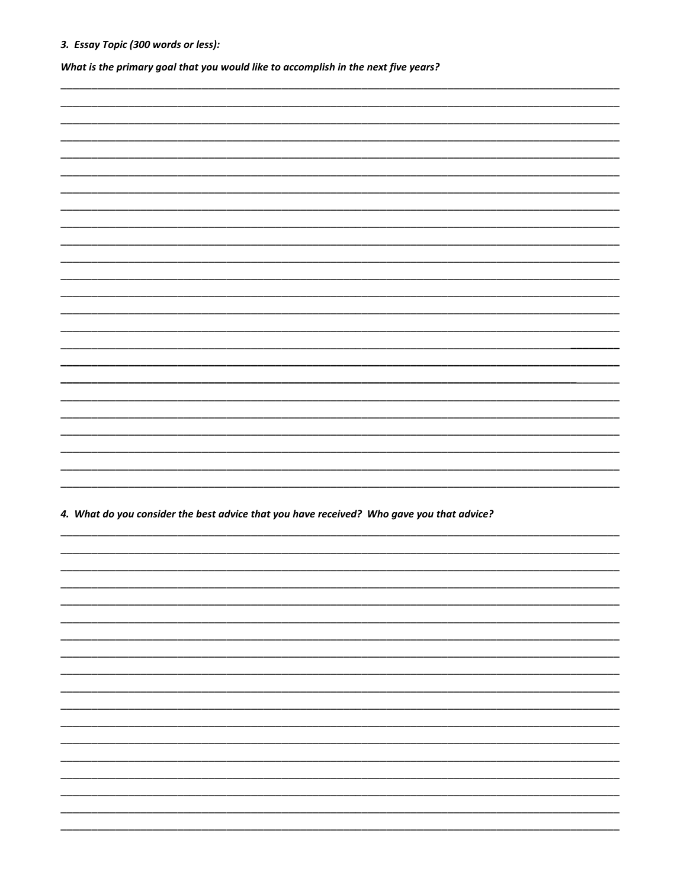***3. Essay Topic (300 words or less):***

***What is the primary goal that you would like to accomplish in the next five years?***

***4. What do you consider the best advice that you have received? Who gave you that advice?***